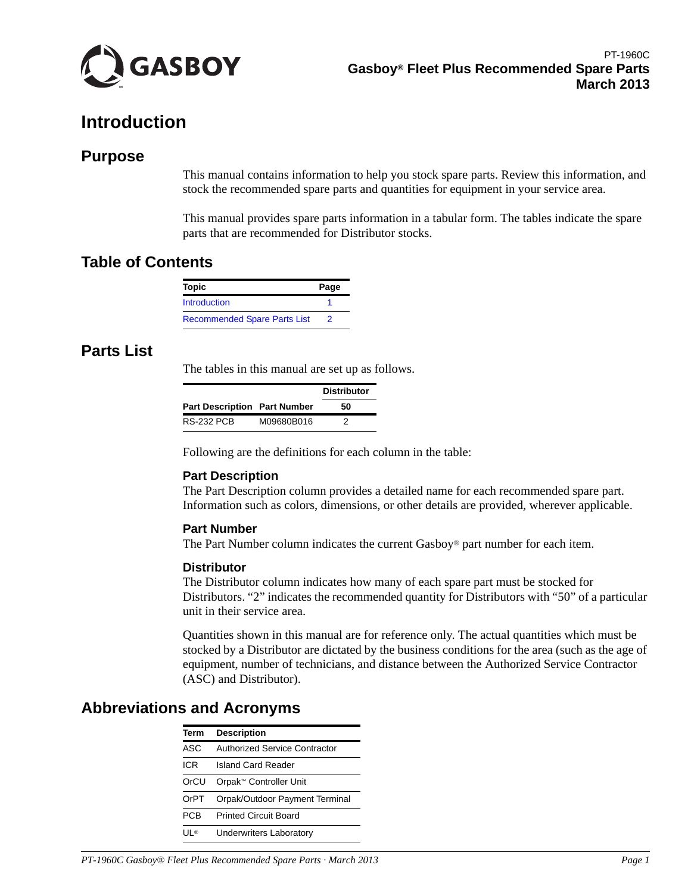PT-1960C
**Gasboy® Fleet Plus Recommended Spare Parts**
**March 2013**

# Introduction

## Purpose

This manual contains information to help you stock spare parts. Review this information, and stock the recommended spare parts and quantities for equipment in your service area.

This manual provides spare parts information in a tabular form. The tables indicate the spare parts that are recommended for Distributor stocks.

## Table of Contents

| Topic | Page |
|---|---|
| Introduction | 1 |
| Recommended Spare Parts List | 2 |

## Parts List

The tables in this manual are set up as follows.

| | | Distributor |
|---|---|---|
| **Part Description** | **Part Number** | **50** |
| RS-232 PCB | M09680B016 | 2 |

Following are the definitions for each column in the table:

### Part Description

The Part Description column provides a detailed name for each recommended spare part. Information such as colors, dimensions, or other details are provided, wherever applicable.

### Part Number

The Part Number column indicates the current Gasboy® part number for each item.

### Distributor

The Distributor column indicates how many of each spare part must be stocked for Distributors. “2” indicates the recommended quantity for Distributors with “50” of a particular unit in their service area.

Quantities shown in this manual are for reference only. The actual quantities which must be stocked by a Distributor are dictated by the business conditions for the area (such as the age of equipment, number of technicians, and distance between the Authorized Service Contractor (ASC) and Distributor).

## Abbreviations and Acronyms

| Term | Description |
|---|---|
| ASC | Authorized Service Contractor |
| ICR | Island Card Reader |
| OrCU | Orpak™ Controller Unit |
| OrPT | Orpak/Outdoor Payment Terminal |
| PCB | Printed Circuit Board |
| UL® | Underwriters Laboratory |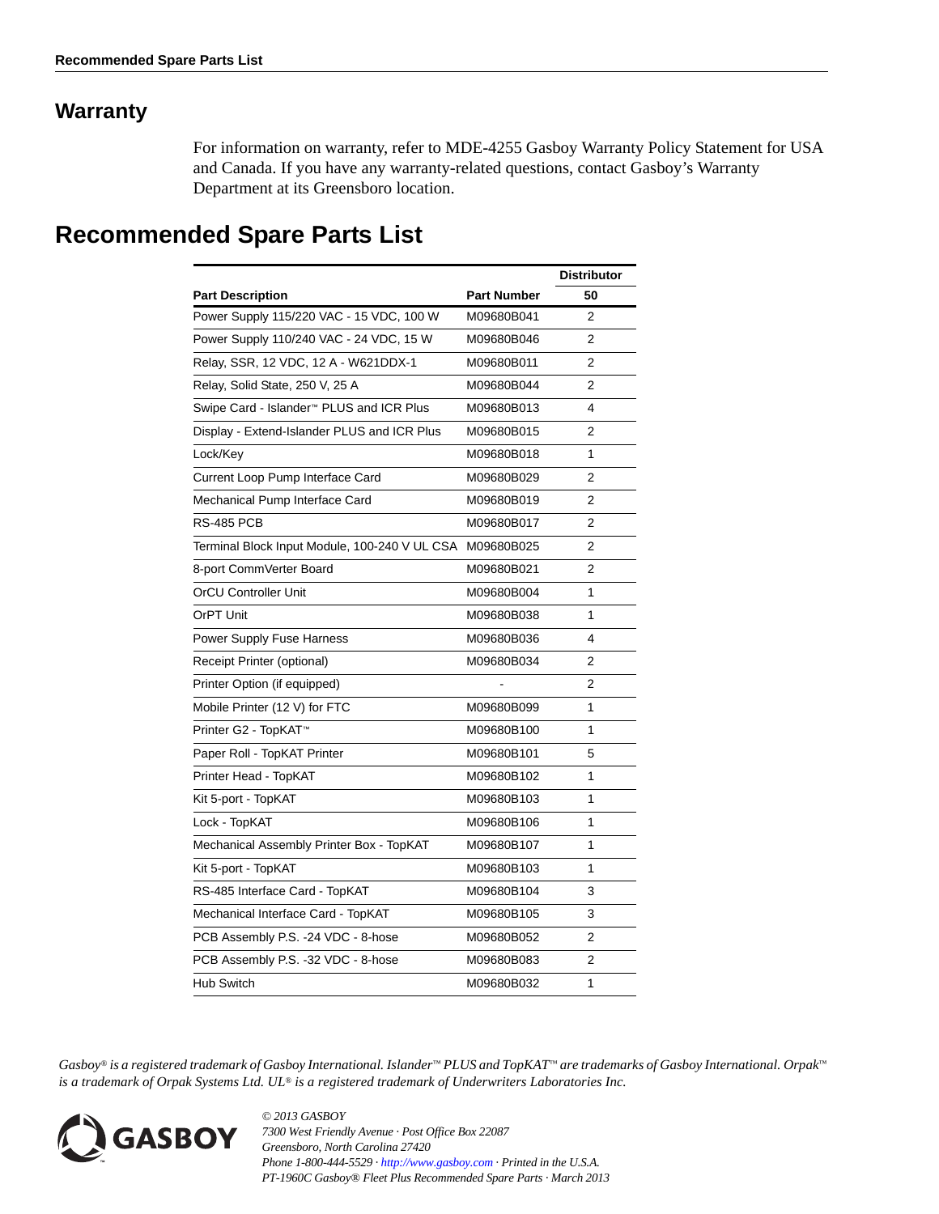## Warranty

For information on warranty, refer to MDE-4255 Gasboy Warranty Policy Statement for USA and Canada. If you have any warranty-related questions, contact Gasboy's Warranty Department at its Greensboro location.

## Recommended Spare Parts List

| Part Description | Part Number | Distributor 50 |
|---|---|---|
| Power Supply 115/220 VAC - 15 VDC, 100 W | M09680B041 | 2 |
| Power Supply 110/240 VAC - 24 VDC, 15 W | M09680B046 | 2 |
| Relay, SSR, 12 VDC, 12 A - W621DDX-1 | M09680B011 | 2 |
| Relay, Solid State, 250 V, 25 A | M09680B044 | 2 |
| Swipe Card - Islander™ PLUS and ICR Plus | M09680B013 | 4 |
| Display - Extend-Islander PLUS and ICR Plus | M09680B015 | 2 |
| Lock/Key | M09680B018 | 1 |
| Current Loop Pump Interface Card | M09680B029 | 2 |
| Mechanical Pump Interface Card | M09680B019 | 2 |
| RS-485 PCB | M09680B017 | 2 |
| Terminal Block Input Module, 100-240 V UL CSA | M09680B025 | 2 |
| 8-port CommVerter Board | M09680B021 | 2 |
| OrCU Controller Unit | M09680B004 | 1 |
| OrPT Unit | M09680B038 | 1 |
| Power Supply Fuse Harness | M09680B036 | 4 |
| Receipt Printer (optional) | M09680B034 | 2 |
| Printer Option (if equipped) | - | 2 |
| Mobile Printer (12 V) for FTC | M09680B099 | 1 |
| Printer G2 - TopKAT™ | M09680B100 | 1 |
| Paper Roll - TopKAT Printer | M09680B101 | 5 |
| Printer Head - TopKAT | M09680B102 | 1 |
| Kit 5-port - TopKAT | M09680B103 | 1 |
| Lock - TopKAT | M09680B106 | 1 |
| Mechanical Assembly Printer Box - TopKAT | M09680B107 | 1 |
| Kit 5-port - TopKAT | M09680B103 | 1 |
| RS-485 Interface Card - TopKAT | M09680B104 | 3 |
| Mechanical Interface Card - TopKAT | M09680B105 | 3 |
| PCB Assembly P.S. -24 VDC - 8-hose | M09680B052 | 2 |
| PCB Assembly P.S. -32 VDC - 8-hose | M09680B083 | 2 |
| Hub Switch | M09680B032 | 1 |

*Gasboy® is a registered trademark of Gasboy International. Islander™ PLUS and TopKAT™ are trademarks of Gasboy International. Orpak™ is a trademark of Orpak Systems Ltd. UL® is a registered trademark of Underwriters Laboratories Inc.*

GASBOY

*© 2013 GASBOY*
*7300 West Friendly Avenue · Post Office Box 22087*
*Greensboro, North Carolina 27420*
*Phone 1-800-444-5529 · http://www.gasboy.com · Printed in the U.S.A.*
*PT-1960C Gasboy® Fleet Plus Recommended Spare Parts · March 2013*